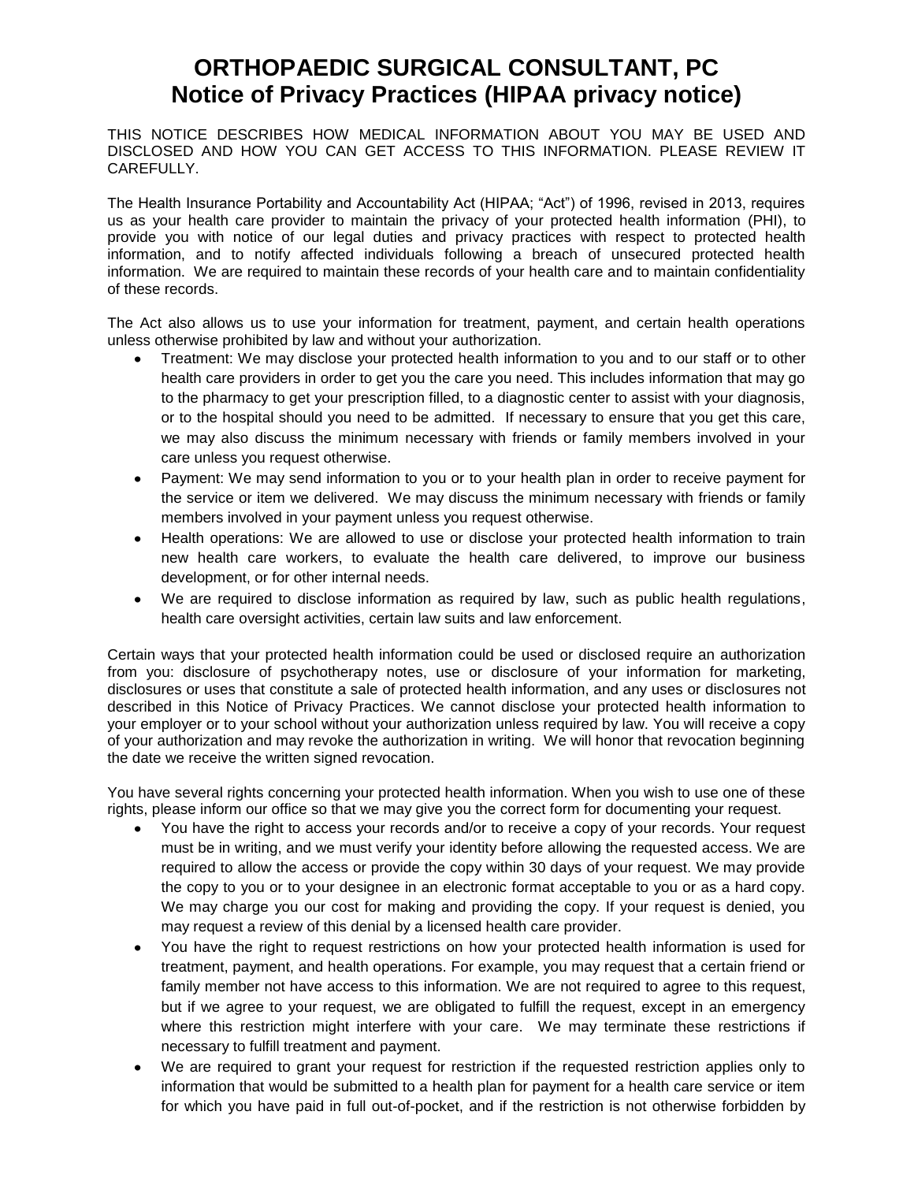# ORTHOPAEDIC SURGICAL CONSULTANT, PC
# Notice of Privacy Practices (HIPAA privacy notice)

THIS NOTICE DESCRIBES HOW MEDICAL INFORMATION ABOUT YOU MAY BE USED AND DISCLOSED AND HOW YOU CAN GET ACCESS TO THIS INFORMATION. PLEASE REVIEW IT CAREFULLY.

The Health Insurance Portability and Accountability Act (HIPAA; "Act") of 1996, revised in 2013, requires us as your health care provider to maintain the privacy of your protected health information (PHI), to provide you with notice of our legal duties and privacy practices with respect to protected health information, and to notify affected individuals following a breach of unsecured protected health information. We are required to maintain these records of your health care and to maintain confidentiality of these records.

The Act also allows us to use your information for treatment, payment, and certain health operations unless otherwise prohibited by law and without your authorization.

- Treatment: We may disclose your protected health information to you and to our staff or to other health care providers in order to get you the care you need. This includes information that may go to the pharmacy to get your prescription filled, to a diagnostic center to assist with your diagnosis, or to the hospital should you need to be admitted. If necessary to ensure that you get this care, we may also discuss the minimum necessary with friends or family members involved in your care unless you request otherwise.
- Payment: We may send information to you or to your health plan in order to receive payment for the service or item we delivered. We may discuss the minimum necessary with friends or family members involved in your payment unless you request otherwise.
- Health operations: We are allowed to use or disclose your protected health information to train new health care workers, to evaluate the health care delivered, to improve our business development, or for other internal needs.
- We are required to disclose information as required by law, such as public health regulations, health care oversight activities, certain law suits and law enforcement.

Certain ways that your protected health information could be used or disclosed require an authorization from you: disclosure of psychotherapy notes, use or disclosure of your information for marketing, disclosures or uses that constitute a sale of protected health information, and any uses or disclosures not described in this Notice of Privacy Practices. We cannot disclose your protected health information to your employer or to your school without your authorization unless required by law. You will receive a copy of your authorization and may revoke the authorization in writing. We will honor that revocation beginning the date we receive the written signed revocation.

You have several rights concerning your protected health information. When you wish to use one of these rights, please inform our office so that we may give you the correct form for documenting your request.

- You have the right to access your records and/or to receive a copy of your records. Your request must be in writing, and we must verify your identity before allowing the requested access. We are required to allow the access or provide the copy within 30 days of your request. We may provide the copy to you or to your designee in an electronic format acceptable to you or as a hard copy. We may charge you our cost for making and providing the copy. If your request is denied, you may request a review of this denial by a licensed health care provider.
- You have the right to request restrictions on how your protected health information is used for treatment, payment, and health operations. For example, you may request that a certain friend or family member not have access to this information. We are not required to agree to this request, but if we agree to your request, we are obligated to fulfill the request, except in an emergency where this restriction might interfere with your care. We may terminate these restrictions if necessary to fulfill treatment and payment.
- We are required to grant your request for restriction if the requested restriction applies only to information that would be submitted to a health plan for payment for a health care service or item for which you have paid in full out-of-pocket, and if the restriction is not otherwise forbidden by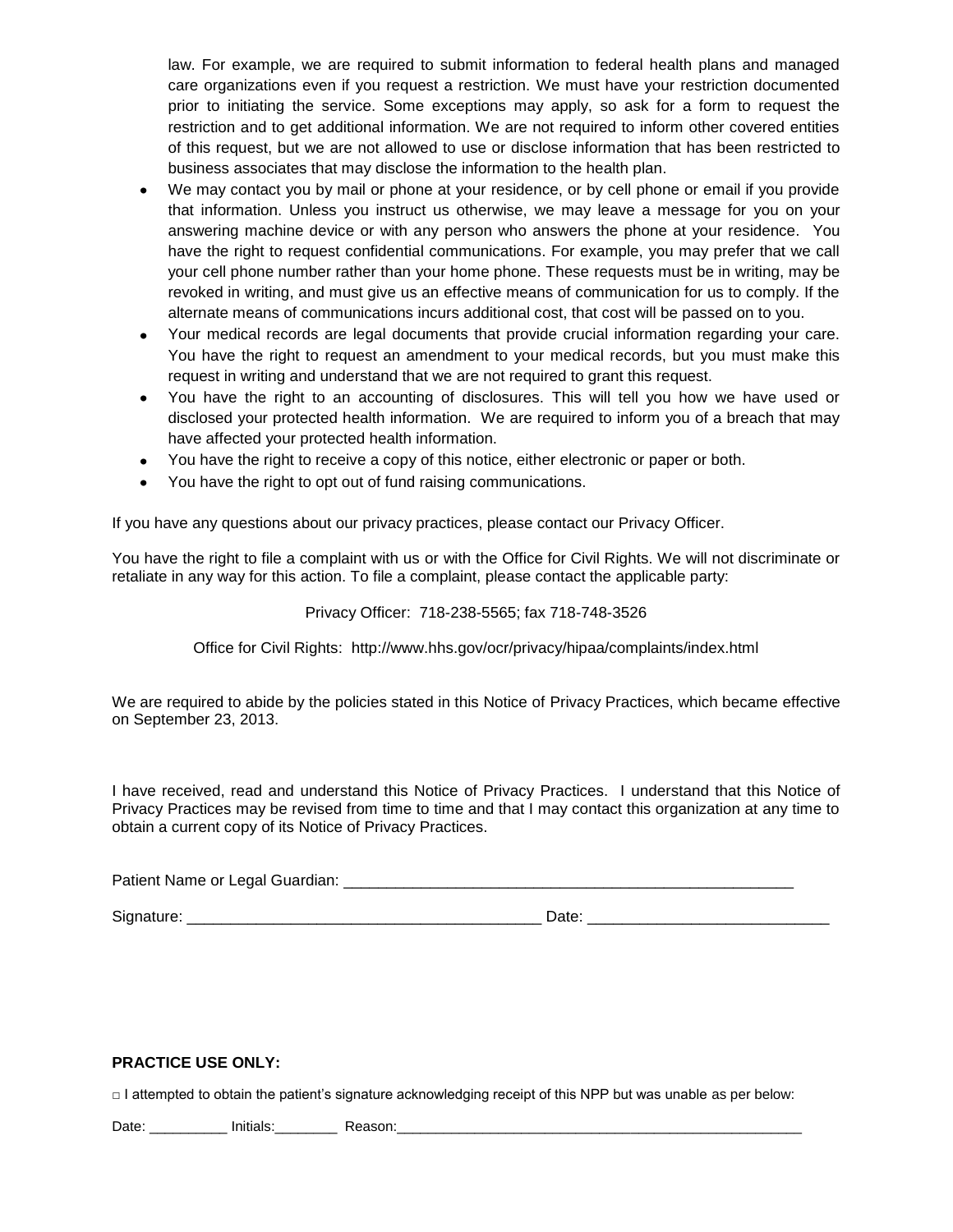law. For example, we are required to submit information to federal health plans and managed care organizations even if you request a restriction. We must have your restriction documented prior to initiating the service. Some exceptions may apply, so ask for a form to request the restriction and to get additional information. We are not required to inform other covered entities of this request, but we are not allowed to use or disclose information that has been restricted to business associates that may disclose the information to the health plan.

- We may contact you by mail or phone at your residence, or by cell phone or email if you provide that information. Unless you instruct us otherwise, we may leave a message for you on your answering machine device or with any person who answers the phone at your residence. You have the right to request confidential communications. For example, you may prefer that we call your cell phone number rather than your home phone. These requests must be in writing, may be revoked in writing, and must give us an effective means of communication for us to comply. If the alternate means of communications incurs additional cost, that cost will be passed on to you.
- Your medical records are legal documents that provide crucial information regarding your care. You have the right to request an amendment to your medical records, but you must make this request in writing and understand that we are not required to grant this request.
- You have the right to an accounting of disclosures. This will tell you how we have used or disclosed your protected health information. We are required to inform you of a breach that may have affected your protected health information.
- You have the right to receive a copy of this notice, either electronic or paper or both.
- You have the right to opt out of fund raising communications.

If you have any questions about our privacy practices, please contact our Privacy Officer.

You have the right to file a complaint with us or with the Office for Civil Rights. We will not discriminate or retaliate in any way for this action. To file a complaint, please contact the applicable party:

Privacy Officer: 718-238-5565; fax 718-748-3526

Office for Civil Rights: http://www.hhs.gov/ocr/privacy/hipaa/complaints/index.html

We are required to abide by the policies stated in this Notice of Privacy Practices, which became effective on September 23, 2013.

I have received, read and understand this Notice of Privacy Practices. I understand that this Notice of Privacy Practices may be revised from time to time and that I may contact this organization at any time to obtain a current copy of its Notice of Privacy Practices.

Patient Name or Legal Guardian: _______________________________________________________

Signature: ___________________________________________ Date: ____________________________

**PRACTICE USE ONLY:**

□ I attempted to obtain the patient's signature acknowledging receipt of this NPP but was unable as per below:

Date: __________ Initials:________ Reason:_____________________________________________________